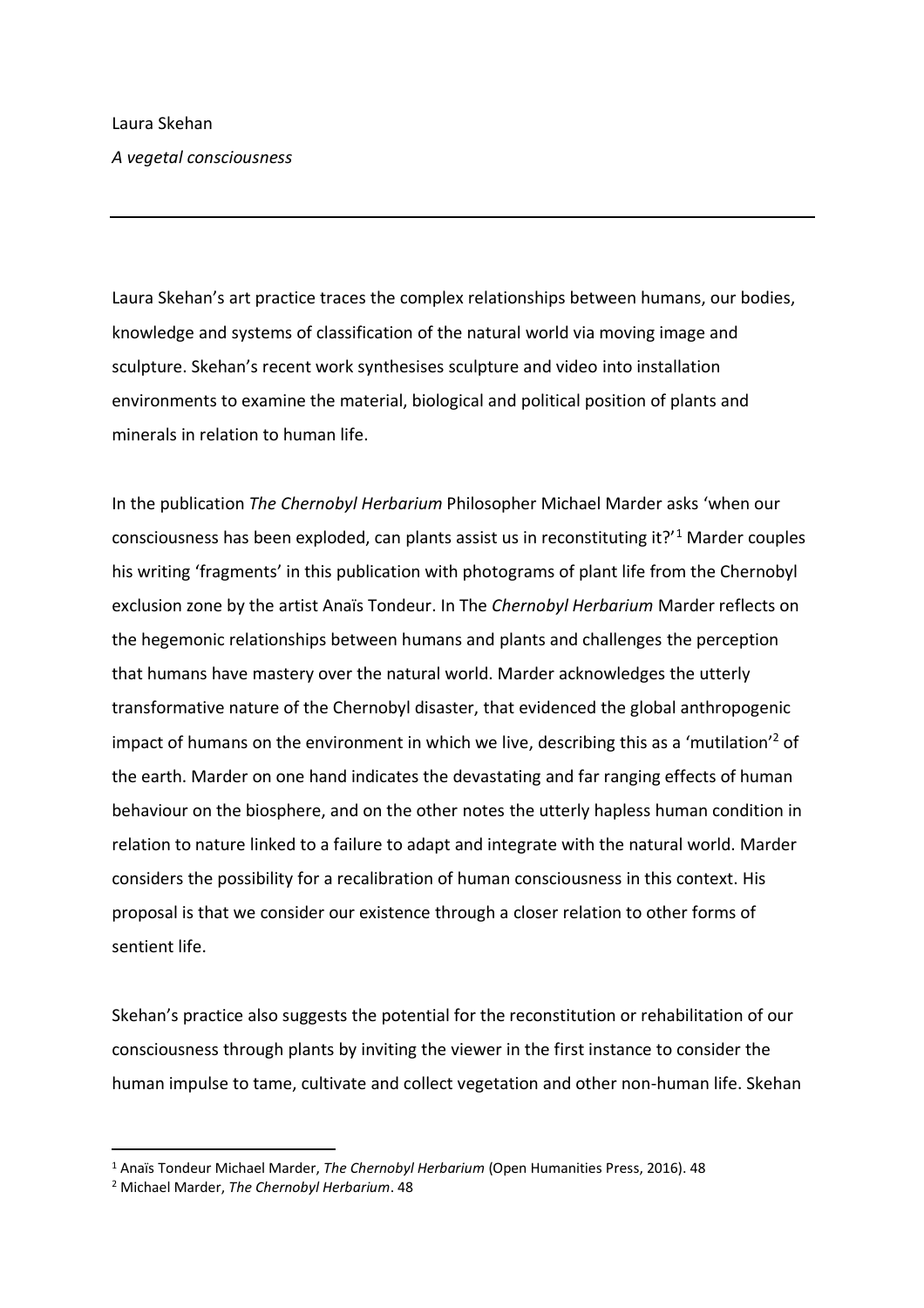Laura Skehan

*A vegetal consciousness*

---

Laura Skehan's art practice traces the complex relationships between humans, our bodies, knowledge and systems of classification of the natural world via moving image and sculpture. Skehan's recent work synthesises sculpture and video into installation environments to examine the material, biological and political position of plants and minerals in relation to human life.

In the publication *The Chernobyl Herbarium* Philosopher Michael Marder asks 'when our consciousness has been exploded, can plants assist us in reconstituting it?'[1] Marder couples his writing 'fragments' in this publication with photograms of plant life from the Chernobyl exclusion zone by the artist Anaïs Tondeur. In The *Chernobyl Herbarium* Marder reflects on the hegemonic relationships between humans and plants and challenges the perception that humans have mastery over the natural world. Marder acknowledges the utterly transformative nature of the Chernobyl disaster, that evidenced the global anthropogenic impact of humans on the environment in which we live, describing this as a 'mutilation'[2] of the earth. Marder on one hand indicates the devastating and far ranging effects of human behaviour on the biosphere, and on the other notes the utterly hapless human condition in relation to nature linked to a failure to adapt and integrate with the natural world. Marder considers the possibility for a recalibration of human consciousness in this context. His proposal is that we consider our existence through a closer relation to other forms of sentient life.

Skehan's practice also suggests the potential for the reconstitution or rehabilitation of our consciousness through plants by inviting the viewer in the first instance to consider the human impulse to tame, cultivate and collect vegetation and other non-human life. Skehan

---

[1] Anaïs Tondeur Michael Marder, *The Chernobyl Herbarium* (Open Humanities Press, 2016). 48

[2] Michael Marder, *The Chernobyl Herbarium*. 48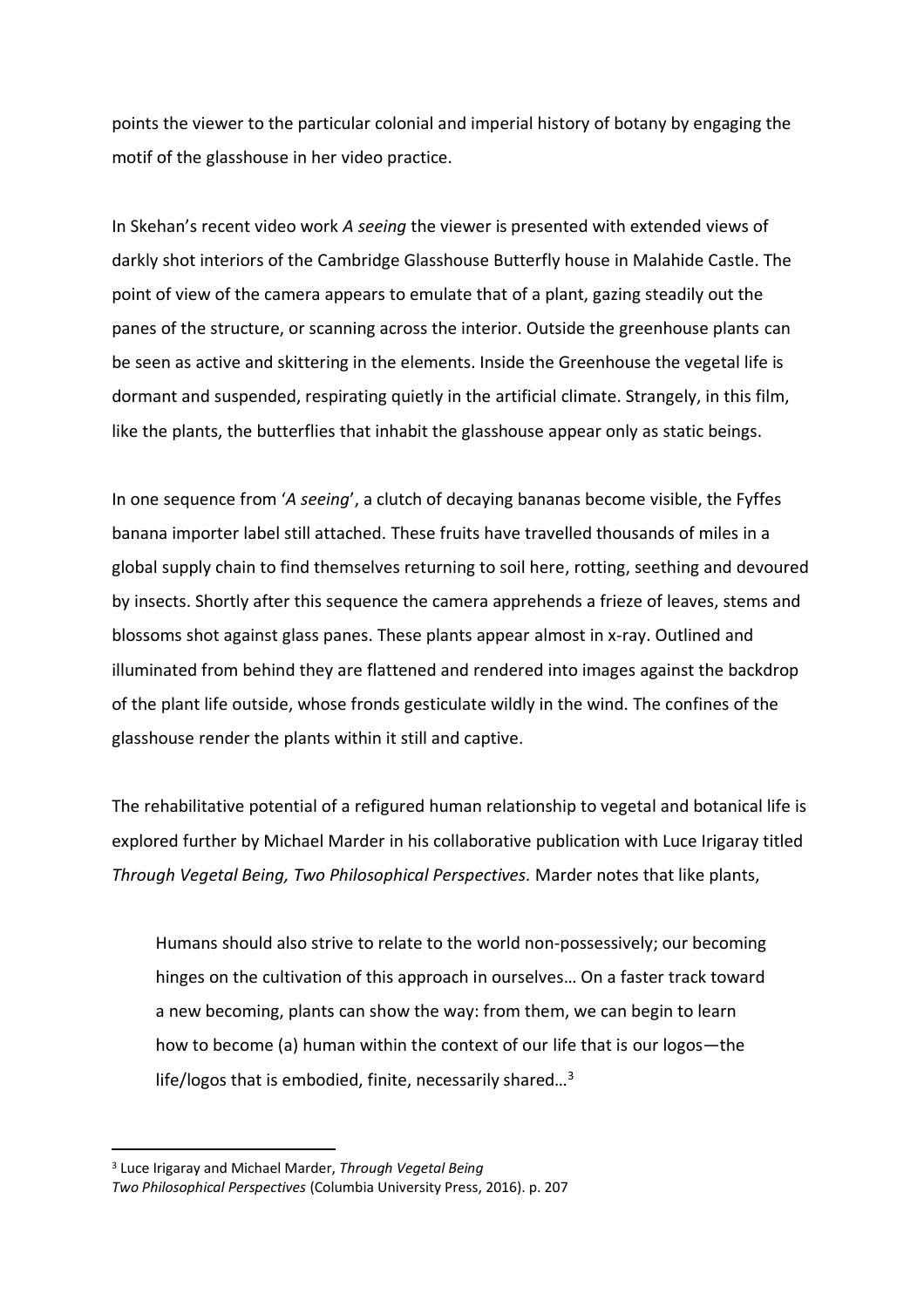points the viewer to the particular colonial and imperial history of botany by engaging the motif of the glasshouse in her video practice.

In Skehan's recent video work *A seeing* the viewer is presented with extended views of darkly shot interiors of the Cambridge Glasshouse Butterfly house in Malahide Castle. The point of view of the camera appears to emulate that of a plant, gazing steadily out the panes of the structure, or scanning across the interior. Outside the greenhouse plants can be seen as active and skittering in the elements. Inside the Greenhouse the vegetal life is dormant and suspended, respirating quietly in the artificial climate. Strangely, in this film, like the plants, the butterflies that inhabit the glasshouse appear only as static beings.

In one sequence from '*A seeing*', a clutch of decaying bananas become visible, the Fyffes banana importer label still attached. These fruits have travelled thousands of miles in a global supply chain to find themselves returning to soil here, rotting, seething and devoured by insects. Shortly after this sequence the camera apprehends a frieze of leaves, stems and blossoms shot against glass panes. These plants appear almost in x-ray. Outlined and illuminated from behind they are flattened and rendered into images against the backdrop of the plant life outside, whose fronds gesticulate wildly in the wind. The confines of the glasshouse render the plants within it still and captive.

The rehabilitative potential of a refigured human relationship to vegetal and botanical life is explored further by Michael Marder in his collaborative publication with Luce Irigaray titled *Through Vegetal Being, Two Philosophical Perspectives.* Marder notes that like plants,

> Humans should also strive to relate to the world non-possessively; our becoming hinges on the cultivation of this approach in ourselves… On a faster track toward a new becoming, plants can show the way: from them, we can begin to learn how to become (a) human within the context of our life that is our logos—the life/logos that is embodied, finite, necessarily shared…[3]

[3] Luce Irigaray and Michael Marder, *Through Vegetal Being Two Philosophical Perspectives* (Columbia University Press, 2016). p. 207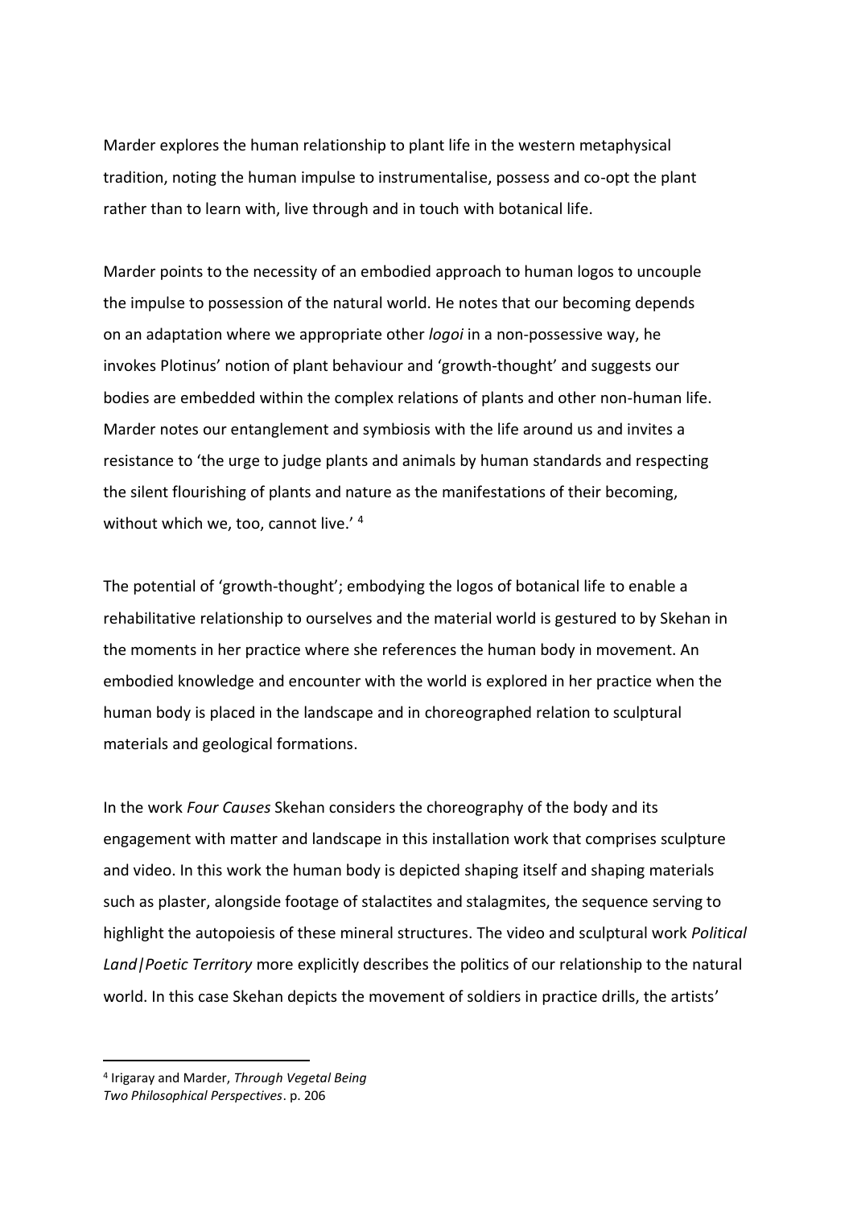Marder explores the human relationship to plant life in the western metaphysical tradition, noting the human impulse to instrumentalise, possess and co-opt the plant rather than to learn with, live through and in touch with botanical life.

Marder points to the necessity of an embodied approach to human logos to uncouple the impulse to possession of the natural world. He notes that our becoming depends on an adaptation where we appropriate other *logoi* in a non-possessive way, he invokes Plotinus' notion of plant behaviour and 'growth-thought' and suggests our bodies are embedded within the complex relations of plants and other non-human life. Marder notes our entanglement and symbiosis with the life around us and invites a resistance to 'the urge to judge plants and animals by human standards and respecting the silent flourishing of plants and nature as the manifestations of their becoming, without which we, too, cannot live.' [4]

The potential of 'growth-thought'; embodying the logos of botanical life to enable a rehabilitative relationship to ourselves and the material world is gestured to by Skehan in the moments in her practice where she references the human body in movement. An embodied knowledge and encounter with the world is explored in her practice when the human body is placed in the landscape and in choreographed relation to sculptural materials and geological formations.

In the work *Four Causes* Skehan considers the choreography of the body and its engagement with matter and landscape in this installation work that comprises sculpture and video. In this work the human body is depicted shaping itself and shaping materials such as plaster, alongside footage of stalactites and stalagmites, the sequence serving to highlight the autopoiesis of these mineral structures. The video and sculptural work *Political Land|Poetic Territory* more explicitly describes the politics of our relationship to the natural world. In this case Skehan depicts the movement of soldiers in practice drills, the artists'

---

[4] Irigaray and Marder, *Through Vegetal Being Two Philosophical Perspectives*. p. 206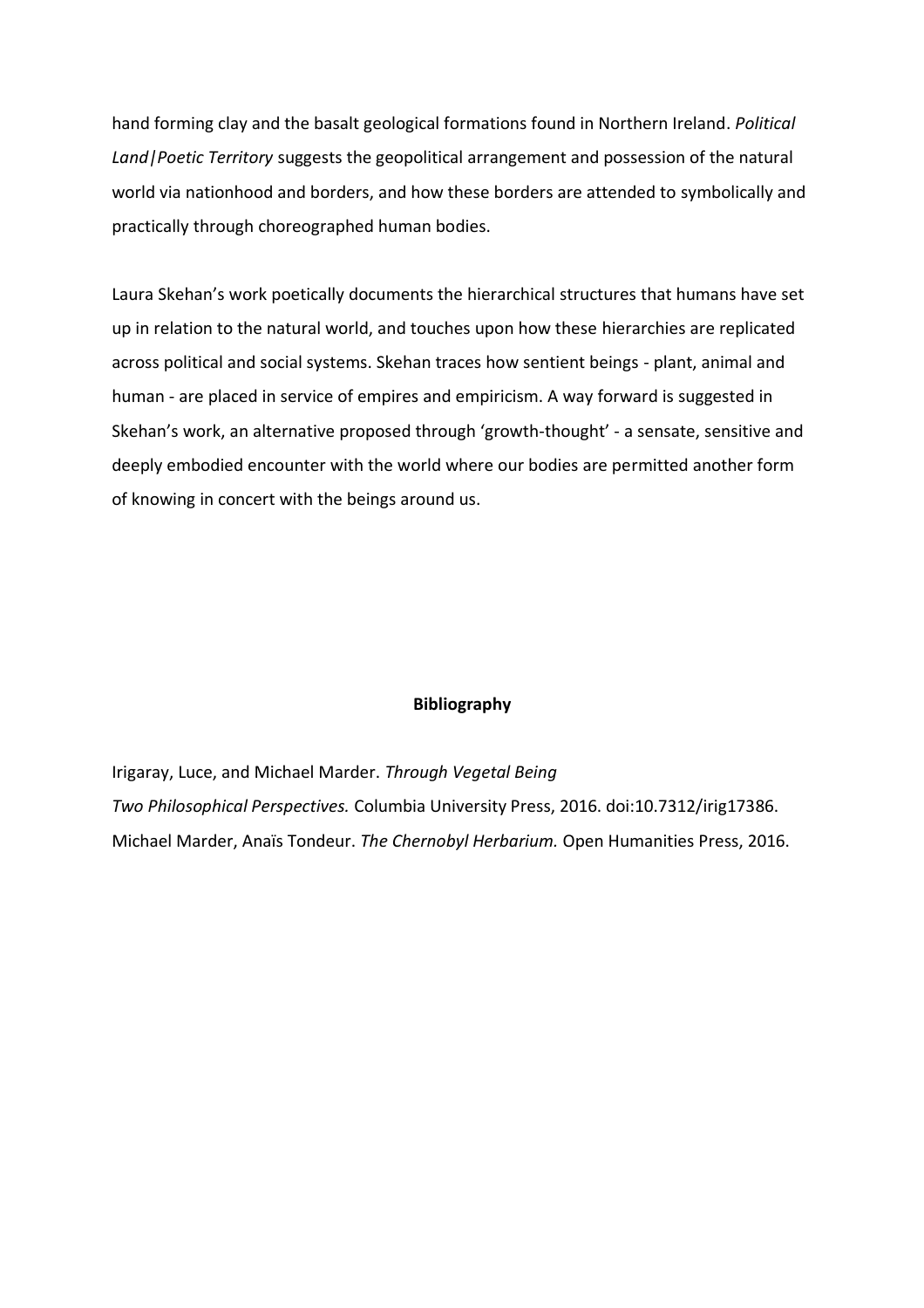hand forming clay and the basalt geological formations found in Northern Ireland. *Political Land|Poetic Territory* suggests the geopolitical arrangement and possession of the natural world via nationhood and borders, and how these borders are attended to symbolically and practically through choreographed human bodies.

Laura Skehan's work poetically documents the hierarchical structures that humans have set up in relation to the natural world, and touches upon how these hierarchies are replicated across political and social systems. Skehan traces how sentient beings - plant, animal and human - are placed in service of empires and empiricism. A way forward is suggested in Skehan's work, an alternative proposed through 'growth-thought' - a sensate, sensitive and deeply embodied encounter with the world where our bodies are permitted another form of knowing in concert with the beings around us.

**Bibliography**

Irigaray, Luce, and Michael Marder. *Through Vegetal Being Two Philosophical Perspectives.* Columbia University Press, 2016. doi:10.7312/irig17386.

Michael Marder, Anaïs Tondeur. *The Chernobyl Herbarium.* Open Humanities Press, 2016.